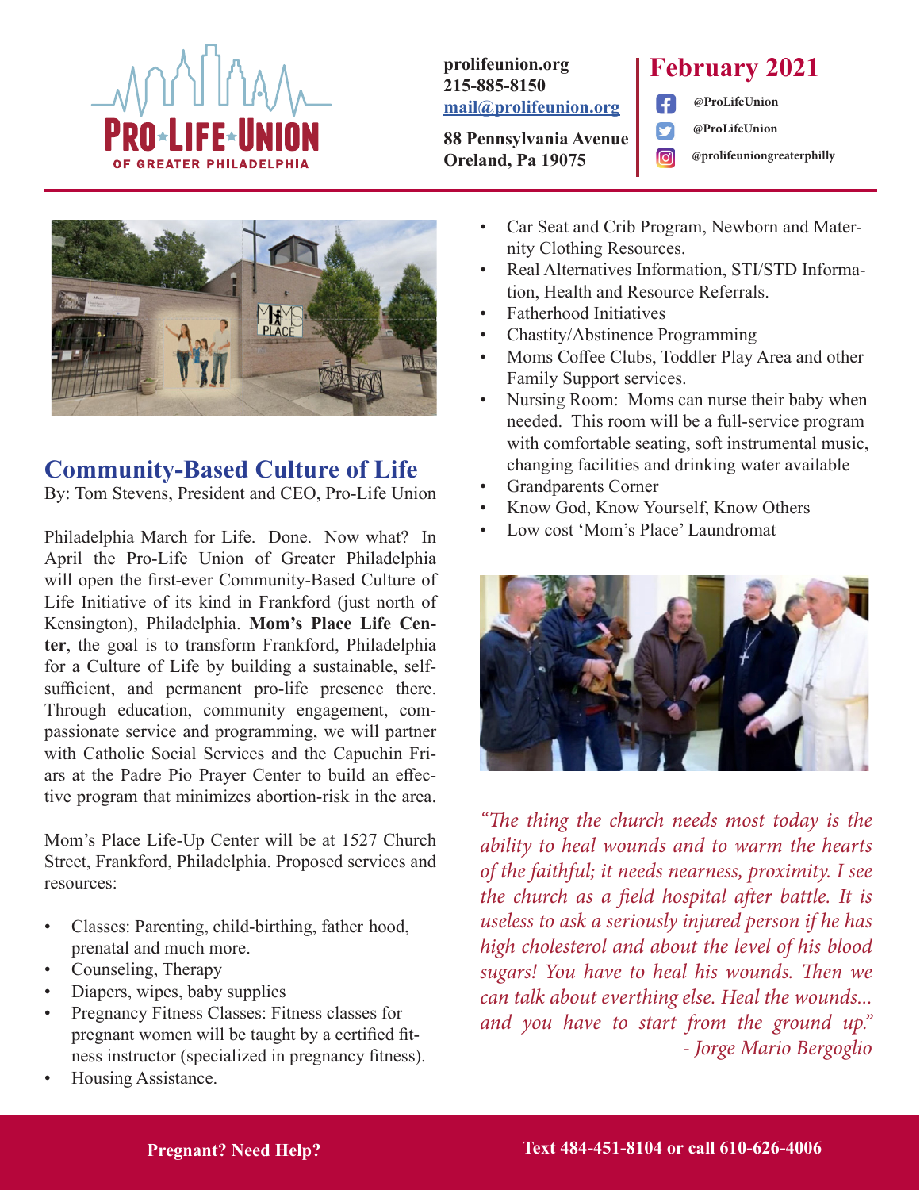PRO-LIFE-UNION OF GREATER PHILADELPHIA

**prolifeunion.org**
**215-885-8150**
**mail@prolifeunion.org**

**88 Pennsylvania Avenue**
**Oreland, Pa 19075**

# February 2021

@ProLifeUnion
@ProLifeUnion
@prolifeuniongreaterphilly

## Community-Based Culture of Life

By: Tom Stevens, President and CEO, Pro-Life Union

Philadelphia March for Life. Done. Now what? In April the Pro-Life Union of Greater Philadelphia will open the first-ever Community-Based Culture of Life Initiative of its kind in Frankford (just north of Kensington), Philadelphia. **Mom's Place Life Center**, the goal is to transform Frankford, Philadelphia for a Culture of Life by building a sustainable, self-sufficient, and permanent pro-life presence there. Through education, community engagement, compassionate service and programming, we will partner with Catholic Social Services and the Capuchin Friars at the Padre Pio Prayer Center to build an effective program that minimizes abortion-risk in the area.

Mom's Place Life-Up Center will be at 1527 Church Street, Frankford, Philadelphia. Proposed services and resources:

- Classes: Parenting, child-birthing, father hood, prenatal and much more.
- Counseling, Therapy
- Diapers, wipes, baby supplies
- Pregnancy Fitness Classes: Fitness classes for pregnant women will be taught by a certified fitness instructor (specialized in pregnancy fitness).
- Housing Assistance.
- Car Seat and Crib Program, Newborn and Maternity Clothing Resources.
- Real Alternatives Information, STI/STD Information, Health and Resource Referrals.
- Fatherhood Initiatives
- Chastity/Abstinence Programming
- Moms Coffee Clubs, Toddler Play Area and other Family Support services.
- Nursing Room: Moms can nurse their baby when needed. This room will be a full-service program with comfortable seating, soft instrumental music, changing facilities and drinking water available
- Grandparents Corner
- Know God, Know Yourself, Know Others
- Low cost 'Mom's Place' Laundromat

*"The thing the church needs most today is the ability to heal wounds and to warm the hearts of the faithful; it needs nearness, proximity. I see the church as a field hospital after battle. It is useless to ask a seriously injured person if he has high cholesterol and about the level of his blood sugars! You have to heal his wounds. Then we can talk about everthing else. Heal the wounds... and you have to start from the ground up."*
*- Jorge Mario Bergoglio*

**Pregnant? Need Help?** **Text 484-451-8104 or call 610-626-4006**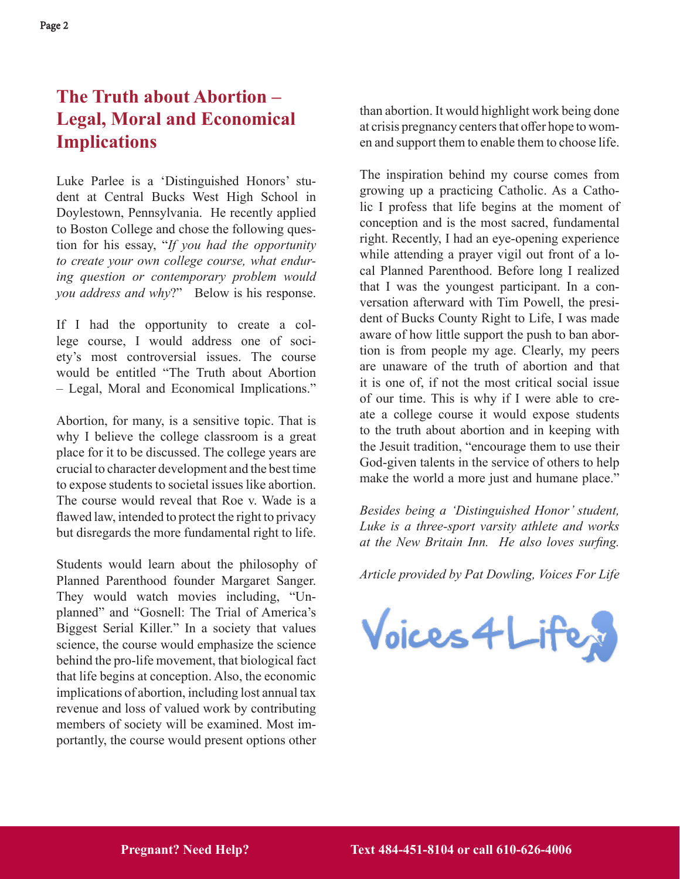# The Truth about Abortion – Legal, Moral and Economical Implications

Luke Parlee is a 'Distinguished Honors' student at Central Bucks West High School in Doylestown, Pennsylvania. He recently applied to Boston College and chose the following question for his essay, "*If you had the opportunity to create your own college course, what enduring question or contemporary problem would you address and why*?" Below is his response.

If I had the opportunity to create a college course, I would address one of society's most controversial issues. The course would be entitled "The Truth about Abortion – Legal, Moral and Economical Implications."

Abortion, for many, is a sensitive topic. That is why I believe the college classroom is a great place for it to be discussed. The college years are crucial to character development and the best time to expose students to societal issues like abortion. The course would reveal that Roe v. Wade is a flawed law, intended to protect the right to privacy but disregards the more fundamental right to life.

Students would learn about the philosophy of Planned Parenthood founder Margaret Sanger. They would watch movies including, "Unplanned" and "Gosnell: The Trial of America's Biggest Serial Killer." In a society that values science, the course would emphasize the science behind the pro-life movement, that biological fact that life begins at conception. Also, the economic implications of abortion, including lost annual tax revenue and loss of valued work by contributing members of society will be examined. Most importantly, the course would present options other than abortion. It would highlight work being done at crisis pregnancy centers that offer hope to women and support them to enable them to choose life.

The inspiration behind my course comes from growing up a practicing Catholic. As a Catholic I profess that life begins at the moment of conception and is the most sacred, fundamental right. Recently, I had an eye-opening experience while attending a prayer vigil out front of a local Planned Parenthood. Before long I realized that I was the youngest participant. In a conversation afterward with Tim Powell, the president of Bucks County Right to Life, I was made aware of how little support the push to ban abortion is from people my age. Clearly, my peers are unaware of the truth of abortion and that it is one of, if not the most critical social issue of our time. This is why if I were able to create a college course it would expose students to the truth about abortion and in keeping with the Jesuit tradition, "encourage them to use their God-given talents in the service of others to help make the world a more just and humane place."

*Besides being a 'Distinguished Honor' student, Luke is a three-sport varsity athlete and works at the New Britain Inn. He also loves surfing.*

*Article provided by Pat Dowling, Voices For Life*

Voices4Life

**Pregnant? Need Help?** **Text 484-451-8104 or call 610-626-4006**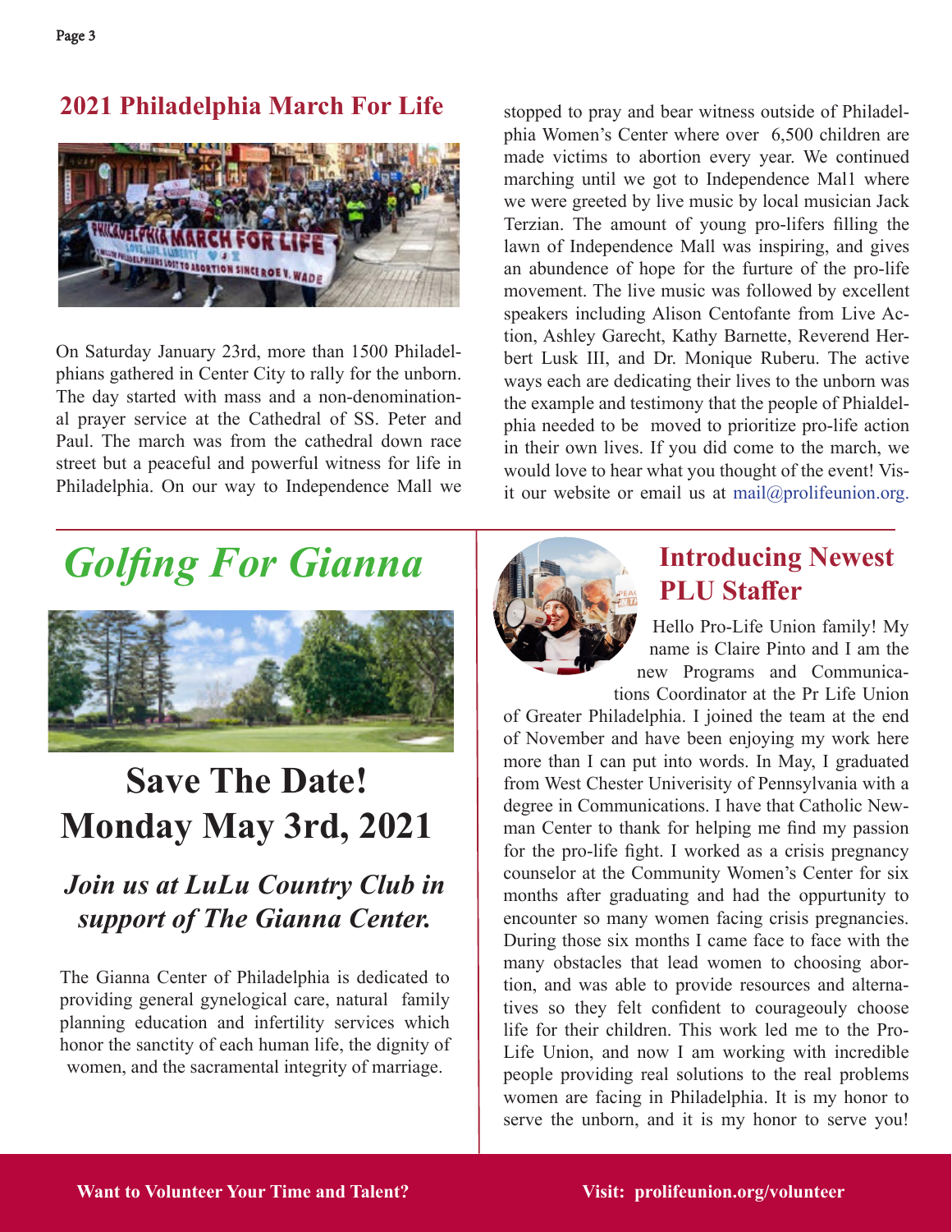## 2021 Philadelphia March For Life

On Saturday January 23rd, more than 1500 Philadelphians gathered in Center City to rally for the unborn. The day started with mass and a non-denominational prayer service at the Cathedral of SS. Peter and Paul. The march was from the cathedral down race street but a peaceful and powerful witness for life in Philadelphia. On our way to Independence Mall we stopped to pray and bear witness outside of Philadelphia Women's Center where over 6,500 children are made victims to abortion every year. We continued marching until we got to Independence Mal1 where we were greeted by live music by local musician Jack Terzian. The amount of young pro-lifers filling the lawn of Independence Mall was inspiring, and gives an abundence of hope for the furture of the pro-life movement. The live music was followed by excellent speakers including Alison Centofante from Live Action, Ashley Garecht, Kathy Barnette, Reverend Herbert Lusk III, and Dr. Monique Ruberu. The active ways each are dedicating their lives to the unborn was the example and testimony that the people of Phialdelphia needed to be moved to prioritize pro-life action in their own lives. If you did come to the march, we would love to hear what you thought of the event! Visit our website or email us at mail@prolifeunion.org.

## *Golfing For Gianna*

# Save The Date! Monday May 3rd, 2021

### *Join us at LuLu Country Club in support of The Gianna Center.*

The Gianna Center of Philadelphia is dedicated to providing general gynelogical care, natural family planning education and infertility services which honor the sanctity of each human life, the dignity of women, and the sacramental integrity of marriage.

## Introducing Newest PLU Staffer

Hello Pro-Life Union family! My name is Claire Pinto and I am the new Programs and Communications Coordinator at the Pr Life Union of Greater Philadelphia. I joined the team at the end of November and have been enjoying my work here more than I can put into words. In May, I graduated from West Chester Univerisity of Pennsylvania with a degree in Communications. I have that Catholic Newman Center to thank for helping me find my passion for the pro-life fight. I worked as a crisis pregnancy counselor at the Community Women's Center for six months after graduating and had the oppurtunity to encounter so many women facing crisis pregnancies. During those six months I came face to face with the many obstacles that lead women to choosing abortion, and was able to provide resources and alternatives so they felt confident to courageouly choose life for their children. This work led me to the Pro-Life Union, and now I am working with incredible people providing real solutions to the real problems women are facing in Philadelphia. It is my honor to serve the unborn, and it is my honor to serve you!

**Want to Volunteer Your Time and Talent?** **Visit: prolifeunion.org/volunteer**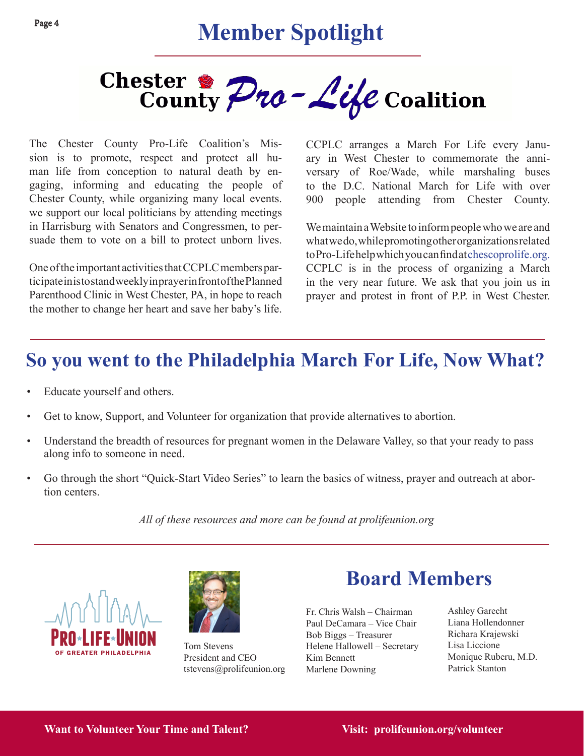# Member Spotlight

**Chester County Pro-Life Coalition**

The Chester County Pro-Life Coalition's Mission is to promote, respect and protect all human life from conception to natural death by engaging, informing and educating the people of Chester County, while organizing many local events. we support our local politicians by attending meetings in Harrisburg with Senators and Congressmen, to persuade them to vote on a bill to protect unborn lives.

One of the important activities that CCPLC members participate in is to stand weekly in prayer in front of the Planned Parenthood Clinic in West Chester, PA, in hope to reach the mother to change her heart and save her baby's life.

CCPLC arranges a March For Life every January in West Chester to commemorate the anniversary of Roe/Wade, while marshaling buses to the D.C. National March for Life with over 900 people attending from Chester County.

We maintain a Website to inform people who we are and what we do, while promoting other organizations related to Pro-Life help which you can find at chescoprolife.org. CCPLC is in the process of organizing a March in the very near future. We ask that you join us in prayer and protest in front of P.P. in West Chester.

## So you went to the Philadelphia March For Life, Now What?

- Educate yourself and others.
- Get to know, Support, and Volunteer for organization that provide alternatives to abortion.
- Understand the breadth of resources for pregnant women in the Delaware Valley, so that your ready to pass along info to someone in need.
- Go through the short "Quick-Start Video Series" to learn the basics of witness, prayer and outreach at abortion centers.

*All of these resources and more can be found at prolifeunion.org*

PRO-LIFE UNION OF GREATER PHILADELPHIA

Tom Stevens
President and CEO
tstevens@prolifeunion.org

## Board Members

Fr. Chris Walsh – Chairman
Paul DeCamara – Vice Chair
Bob Biggs – Treasurer
Helene Hallowell – Secretary
Kim Bennett
Marlene Downing
Ashley Garecht
Liana Hollendonner
Richara Krajewski
Lisa Liccione
Monique Ruberu, M.D.
Patrick Stanton

**Want to Volunteer Your Time and Talent?** **Visit: prolifeunion.org/volunteer**